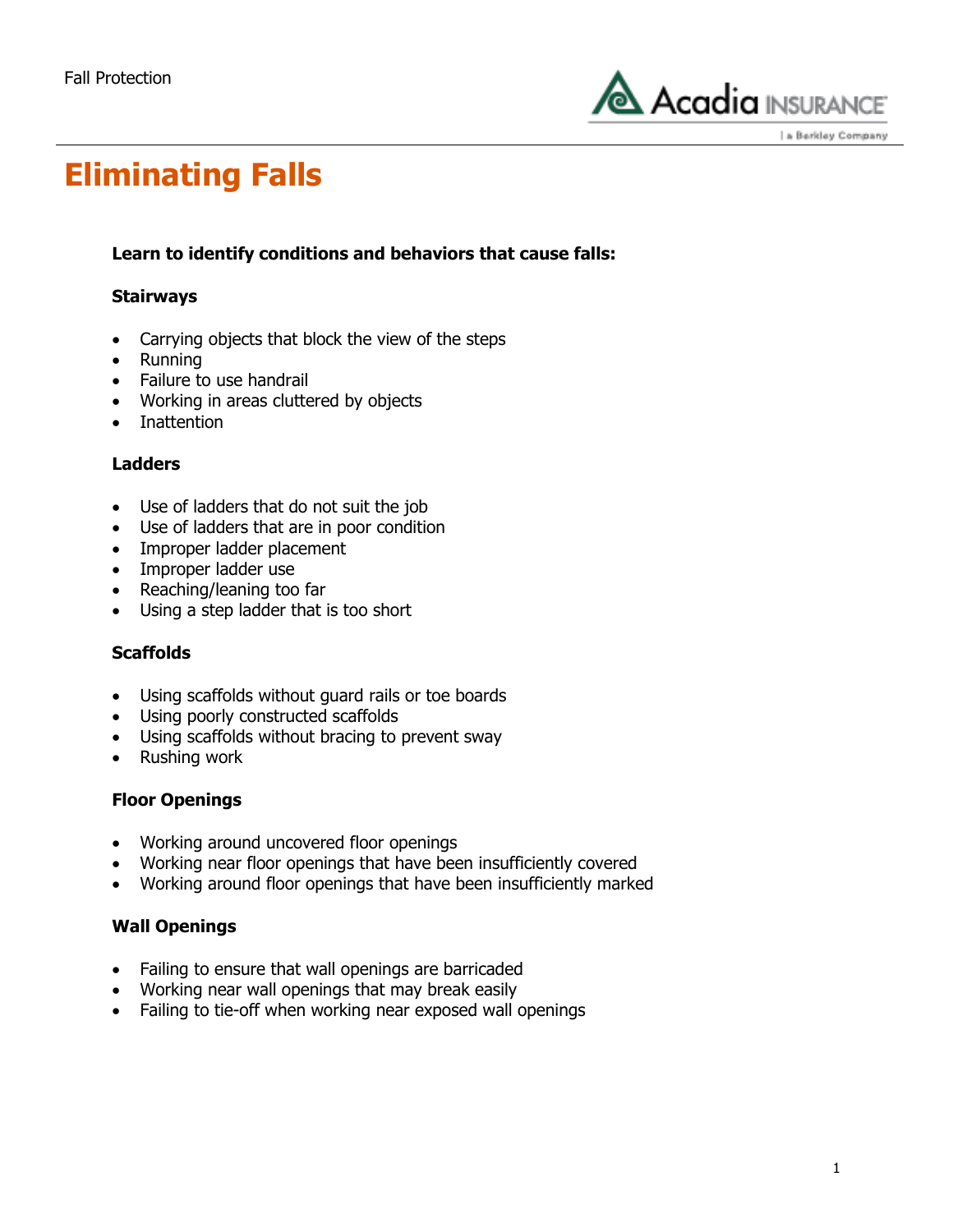# Eliminating Falls

**Learn to identify conditions and behaviors that cause falls:**

**Stairways**

- Carrying objects that block the view of the steps
- Running
- Failure to use handrail
- Working in areas cluttered by objects
- Inattention

**Ladders**

- Use of ladders that do not suit the job
- Use of ladders that are in poor condition
- Improper ladder placement
- Improper ladder use
- Reaching/leaning too far
- Using a step ladder that is too short

**Scaffolds**

- Using scaffolds without guard rails or toe boards
- Using poorly constructed scaffolds
- Using scaffolds without bracing to prevent sway
- Rushing work

**Floor Openings**

- Working around uncovered floor openings
- Working near floor openings that have been insufficiently covered
- Working around floor openings that have been insufficiently marked

**Wall Openings**

- Failing to ensure that wall openings are barricaded
- Working near wall openings that may break easily
- Failing to tie-off when working near exposed wall openings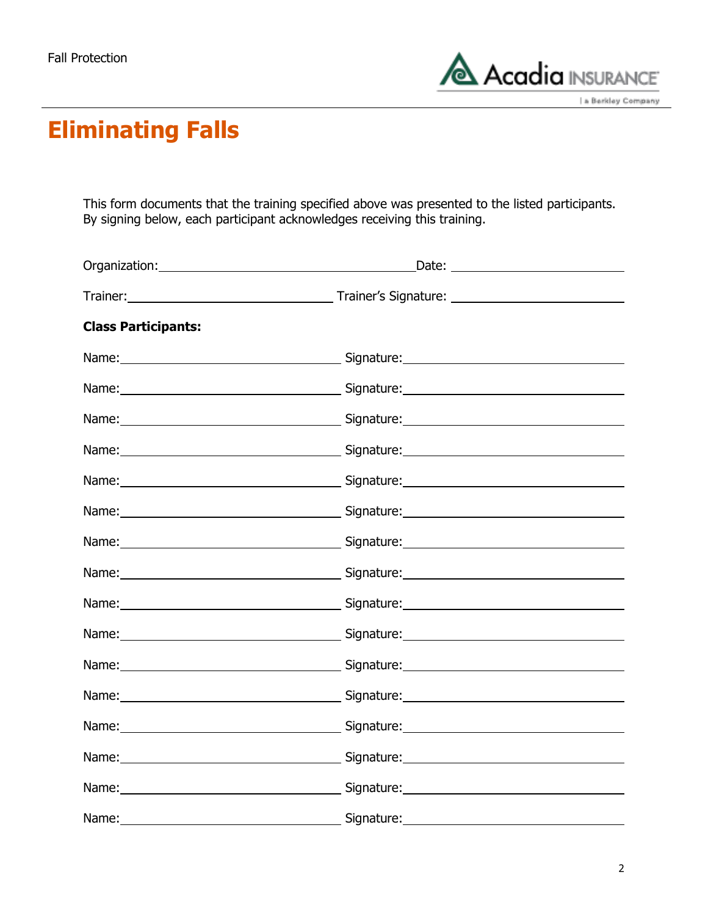# Eliminating Falls

This form documents that the training specified above was presented to the listed participants. By signing below, each participant acknowledges receiving this training.

Organization:\_\_\_\_\_\_\_\_\_\_\_\_\_\_\_\_\_\_\_\_\_\_\_\_\_\_\_\_\_\_\_\_\_\_\_\_ Date: \_\_\_\_\_\_\_\_\_\_\_\_\_\_\_\_\_\_\_\_\_\_\_\_

Trainer:\_\_\_\_\_\_\_\_\_\_\_\_\_\_\_\_\_\_\_\_\_\_\_\_\_\_\_\_ Trainer's Signature: \_\_\_\_\_\_\_\_\_\_\_\_\_\_\_\_\_\_\_\_\_\_\_\_

**Class Participants:**

| | |
|---|---|
| Name: | Signature: |
| Name: | Signature: |
| Name: | Signature: |
| Name: | Signature: |
| Name: | Signature: |
| Name: | Signature: |
| Name: | Signature: |
| Name: | Signature: |
| Name: | Signature: |
| Name: | Signature: |
| Name: | Signature: |
| Name: | Signature: |
| Name: | Signature: |
| Name: | Signature: |
| Name: | Signature: |
| Name: | Signature: |